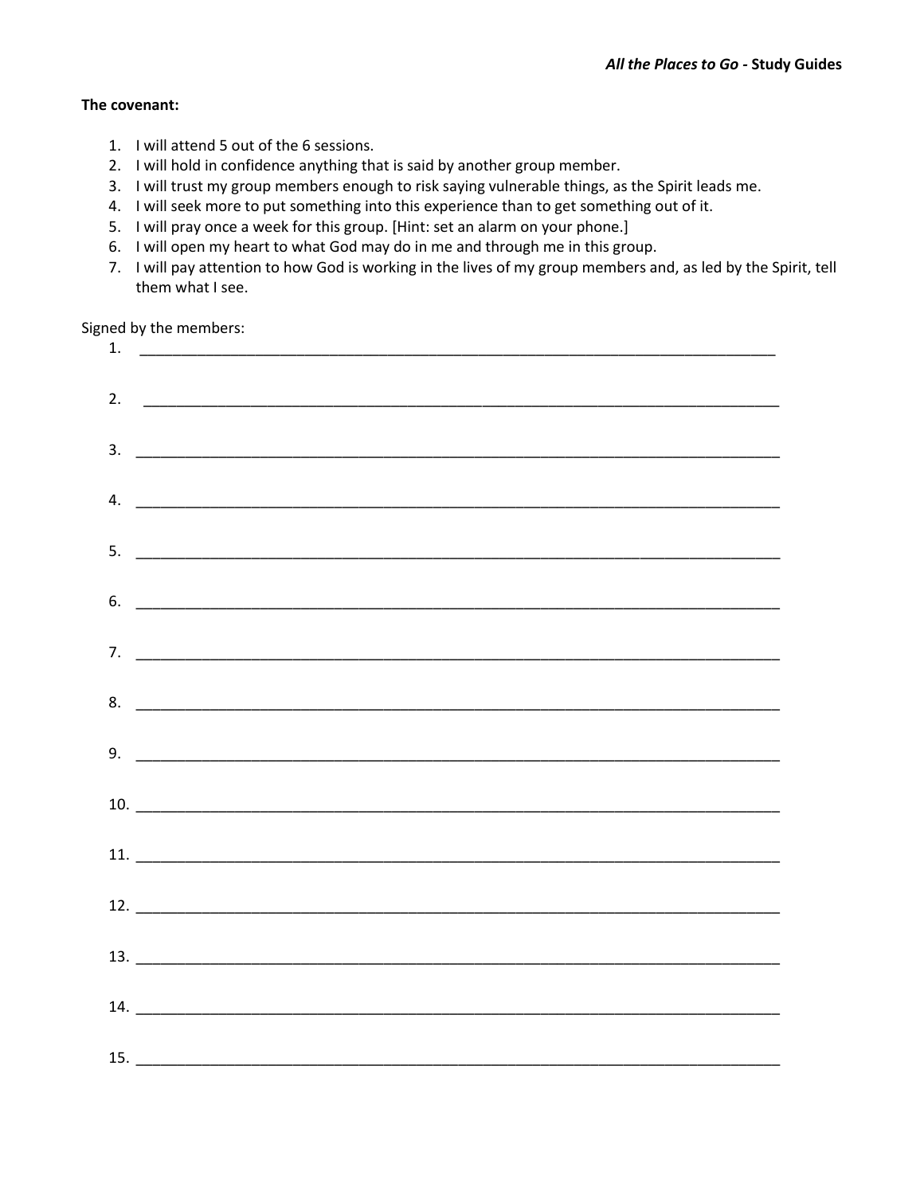**The covenant:**

1. I will attend 5 out of the 6 sessions.
2. I will hold in confidence anything that is said by another group member.
3. I will trust my group members enough to risk saying vulnerable things, as the Spirit leads me.
4. I will seek more to put something into this experience than to get something out of it.
5. I will pray once a week for this group. [Hint: set an alarm on your phone.]
6. I will open my heart to what God may do in me and through me in this group.
7. I will pay attention to how God is working in the lives of my group members and, as led by the Spirit, tell them what I see.

Signed by the members:

1. ______________________________________________________________________________
2. ______________________________________________________________________________
3. ______________________________________________________________________________
4. ______________________________________________________________________________
5. ______________________________________________________________________________
6. ______________________________________________________________________________
7. ______________________________________________________________________________
8. ______________________________________________________________________________
9. ______________________________________________________________________________
10. ______________________________________________________________________________
11. ______________________________________________________________________________
12. ______________________________________________________________________________
13. ______________________________________________________________________________
14. ______________________________________________________________________________
15. ______________________________________________________________________________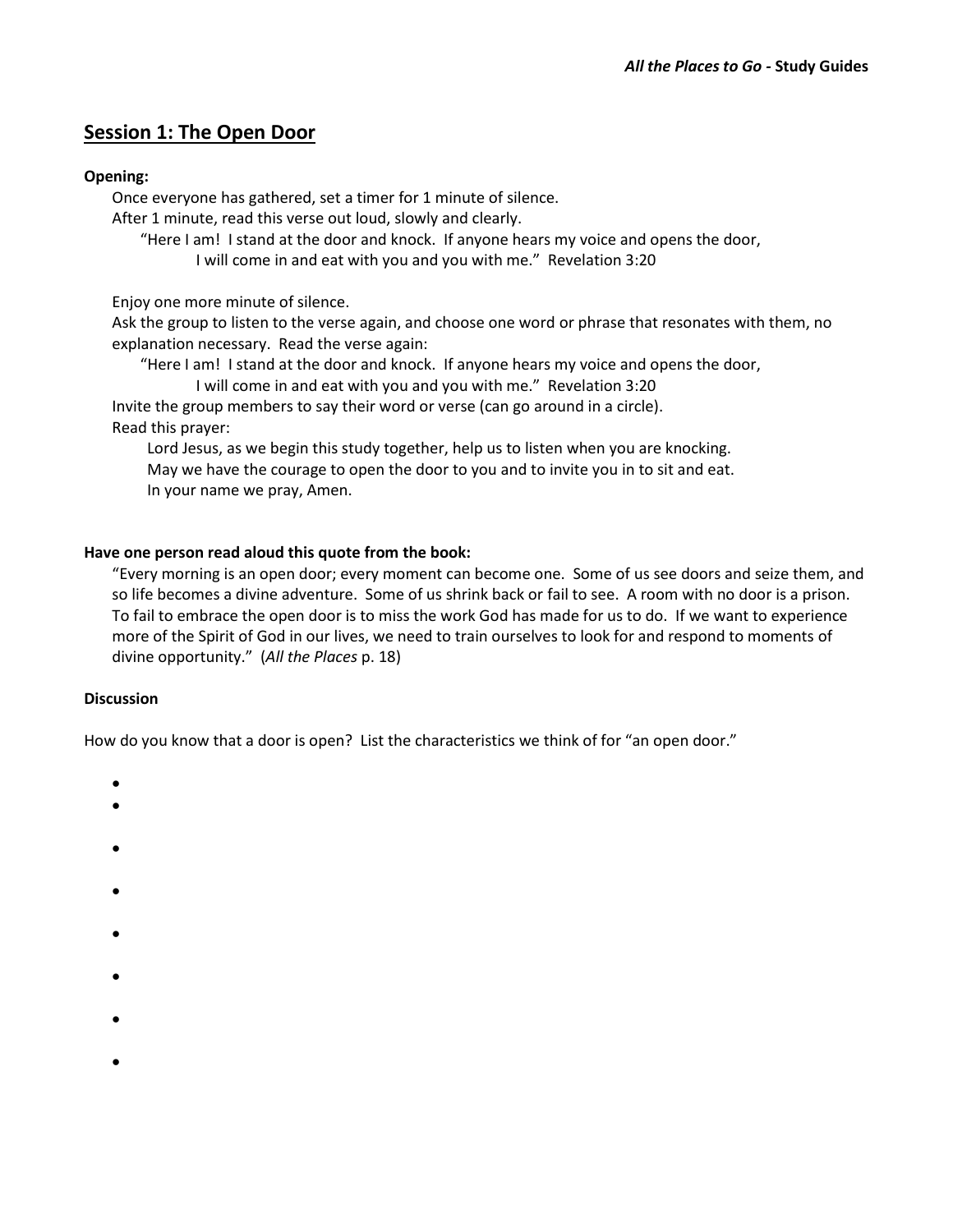## Session 1: The Open Door

**Opening:**

Once everyone has gathered, set a timer for 1 minute of silence.
After 1 minute, read this verse out loud, slowly and clearly.

> "Here I am! I stand at the door and knock. If anyone hears my voice and opens the door,
> I will come in and eat with you and you with me." Revelation 3:20

Enjoy one more minute of silence.
Ask the group to listen to the verse again, and choose one word or phrase that resonates with them, no explanation necessary. Read the verse again:

> "Here I am! I stand at the door and knock. If anyone hears my voice and opens the door,
> I will come in and eat with you and you with me." Revelation 3:20

Invite the group members to say their word or verse (can go around in a circle).
Read this prayer:

> Lord Jesus, as we begin this study together, help us to listen when you are knocking.
> May we have the courage to open the door to you and to invite you in to sit and eat.
> In your name we pray, Amen.

**Have one person read aloud this quote from the book:**

"Every morning is an open door; every moment can become one. Some of us see doors and seize them, and so life becomes a divine adventure. Some of us shrink back or fail to see. A room with no door is a prison. To fail to embrace the open door is to miss the work God has made for us to do. If we want to experience more of the Spirit of God in our lives, we need to train ourselves to look for and respond to moments of divine opportunity." (*All the Places* p. 18)

**Discussion**

How do you know that a door is open? List the characteristics we think of for "an open door."

- 
- 
- 
- 
- 
- 
- 
-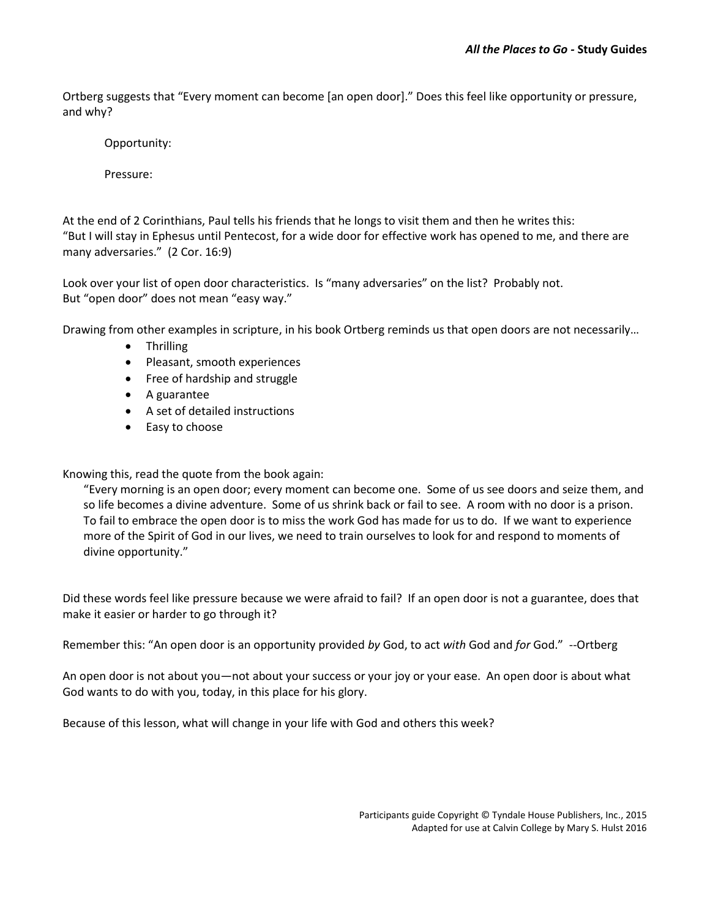Ortberg suggests that "Every moment can become [an open door]." Does this feel like opportunity or pressure, and why?

Opportunity:

Pressure:

At the end of 2 Corinthians, Paul tells his friends that he longs to visit them and then he writes this:
"But I will stay in Ephesus until Pentecost, for a wide door for effective work has opened to me, and there are many adversaries." (2 Cor. 16:9)

Look over your list of open door characteristics. Is "many adversaries" on the list? Probably not.
But "open door" does not mean "easy way."

Drawing from other examples in scripture, in his book Ortberg reminds us that open doors are not necessarily…

- Thrilling
- Pleasant, smooth experiences
- Free of hardship and struggle
- A guarantee
- A set of detailed instructions
- Easy to choose

Knowing this, read the quote from the book again:

> "Every morning is an open door; every moment can become one. Some of us see doors and seize them, and so life becomes a divine adventure. Some of us shrink back or fail to see. A room with no door is a prison. To fail to embrace the open door is to miss the work God has made for us to do. If we want to experience more of the Spirit of God in our lives, we need to train ourselves to look for and respond to moments of divine opportunity."

Did these words feel like pressure because we were afraid to fail? If an open door is not a guarantee, does that make it easier or harder to go through it?

Remember this: "An open door is an opportunity provided *by* God, to act *with* God and *for* God." --Ortberg

An open door is not about you—not about your success or your joy or your ease. An open door is about what God wants to do with you, today, in this place for his glory.

Because of this lesson, what will change in your life with God and others this week?

Participants guide Copyright © Tyndale House Publishers, Inc., 2015
Adapted for use at Calvin College by Mary S. Hulst 2016